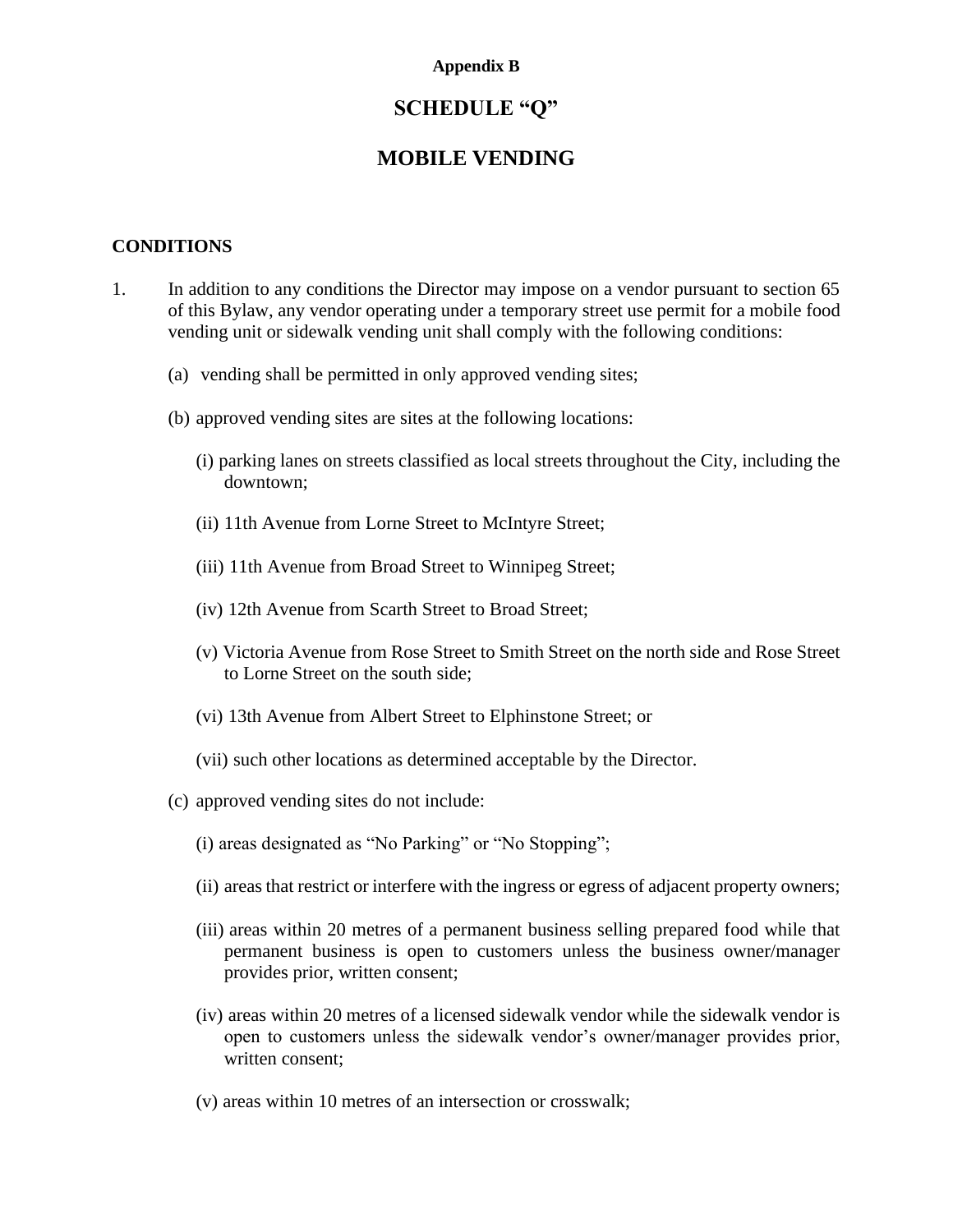**Appendix B**

# SCHEDULE "Q"

# MOBILE VENDING

## CONDITIONS

1. In addition to any conditions the Director may impose on a vendor pursuant to section 65 of this Bylaw, any vendor operating under a temporary street use permit for a mobile food vending unit or sidewalk vending unit shall comply with the following conditions:

   (a) vending shall be permitted in only approved vending sites;

   (b) approved vending sites are sites at the following locations:

      (i) parking lanes on streets classified as local streets throughout the City, including the downtown;

      (ii) 11th Avenue from Lorne Street to McIntyre Street;

      (iii) 11th Avenue from Broad Street to Winnipeg Street;

      (iv) 12th Avenue from Scarth Street to Broad Street;

      (v) Victoria Avenue from Rose Street to Smith Street on the north side and Rose Street to Lorne Street on the south side;

      (vi) 13th Avenue from Albert Street to Elphinstone Street; or

      (vii) such other locations as determined acceptable by the Director.

   (c) approved vending sites do not include:

      (i) areas designated as "No Parking" or "No Stopping";

      (ii) areas that restrict or interfere with the ingress or egress of adjacent property owners;

      (iii) areas within 20 metres of a permanent business selling prepared food while that permanent business is open to customers unless the business owner/manager provides prior, written consent;

      (iv) areas within 20 metres of a licensed sidewalk vendor while the sidewalk vendor is open to customers unless the sidewalk vendor's owner/manager provides prior, written consent;

      (v) areas within 10 metres of an intersection or crosswalk;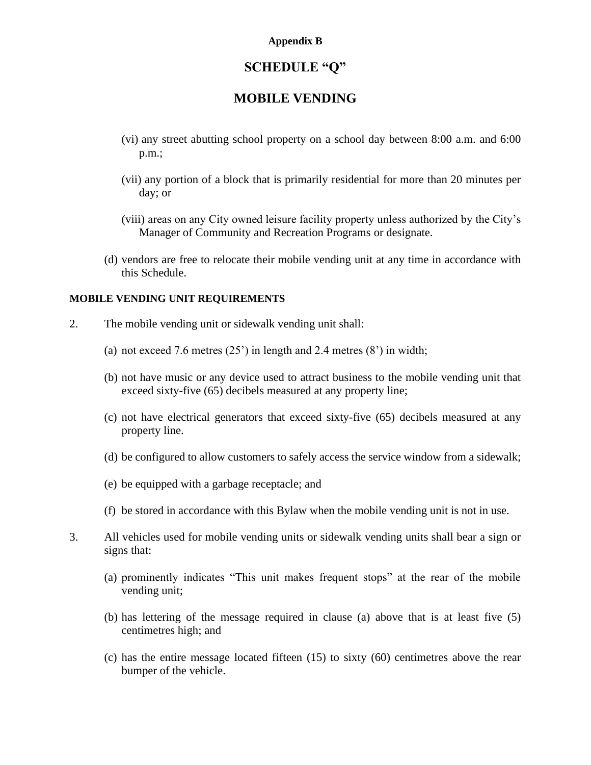**Appendix B**

# SCHEDULE "Q"

# MOBILE VENDING

(vi) any street abutting school property on a school day between 8:00 a.m. and 6:00 p.m.;

(vii) any portion of a block that is primarily residential for more than 20 minutes per day; or

(viii) areas on any City owned leisure facility property unless authorized by the City's Manager of Community and Recreation Programs or designate.

(d) vendors are free to relocate their mobile vending unit at any time in accordance with this Schedule.

**MOBILE VENDING UNIT REQUIREMENTS**

2. The mobile vending unit or sidewalk vending unit shall:

   (a) not exceed 7.6 metres (25') in length and 2.4 metres (8') in width;

   (b) not have music or any device used to attract business to the mobile vending unit that exceed sixty-five (65) decibels measured at any property line;

   (c) not have electrical generators that exceed sixty-five (65) decibels measured at any property line.

   (d) be configured to allow customers to safely access the service window from a sidewalk;

   (e) be equipped with a garbage receptacle; and

   (f) be stored in accordance with this Bylaw when the mobile vending unit is not in use.

3. All vehicles used for mobile vending units or sidewalk vending units shall bear a sign or signs that:

   (a) prominently indicates "This unit makes frequent stops" at the rear of the mobile vending unit;

   (b) has lettering of the message required in clause (a) above that is at least five (5) centimetres high; and

   (c) has the entire message located fifteen (15) to sixty (60) centimetres above the rear bumper of the vehicle.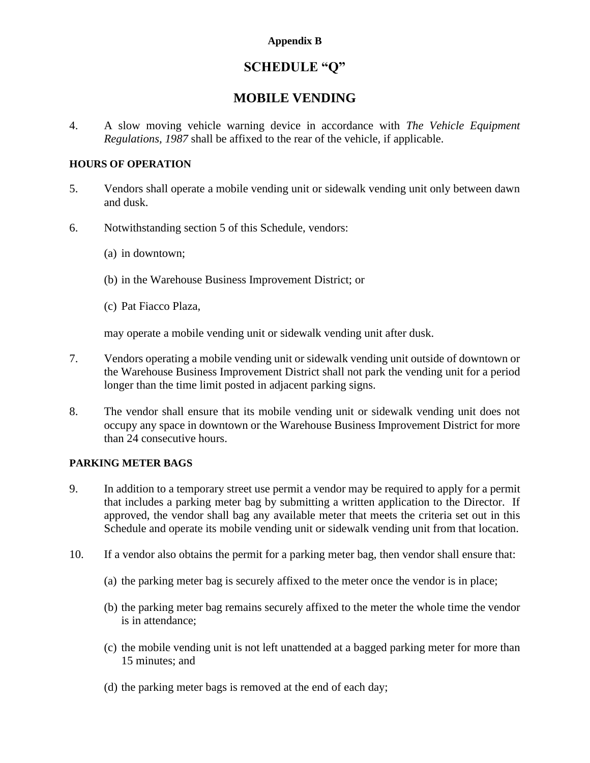**Appendix B**

# SCHEDULE "Q"

# MOBILE VENDING

4. A slow moving vehicle warning device in accordance with *The Vehicle Equipment Regulations, 1987* shall be affixed to the rear of the vehicle, if applicable.

### HOURS OF OPERATION

5. Vendors shall operate a mobile vending unit or sidewalk vending unit only between dawn and dusk.

6. Notwithstanding section 5 of this Schedule, vendors:

   (a) in downtown;

   (b) in the Warehouse Business Improvement District; or

   (c) Pat Fiacco Plaza,

   may operate a mobile vending unit or sidewalk vending unit after dusk.

7. Vendors operating a mobile vending unit or sidewalk vending unit outside of downtown or the Warehouse Business Improvement District shall not park the vending unit for a period longer than the time limit posted in adjacent parking signs.

8. The vendor shall ensure that its mobile vending unit or sidewalk vending unit does not occupy any space in downtown or the Warehouse Business Improvement District for more than 24 consecutive hours.

### PARKING METER BAGS

9. In addition to a temporary street use permit a vendor may be required to apply for a permit that includes a parking meter bag by submitting a written application to the Director. If approved, the vendor shall bag any available meter that meets the criteria set out in this Schedule and operate its mobile vending unit or sidewalk vending unit from that location.

10. If a vendor also obtains the permit for a parking meter bag, then vendor shall ensure that:

    (a) the parking meter bag is securely affixed to the meter once the vendor is in place;

    (b) the parking meter bag remains securely affixed to the meter the whole time the vendor is in attendance;

    (c) the mobile vending unit is not left unattended at a bagged parking meter for more than 15 minutes; and

    (d) the parking meter bags is removed at the end of each day;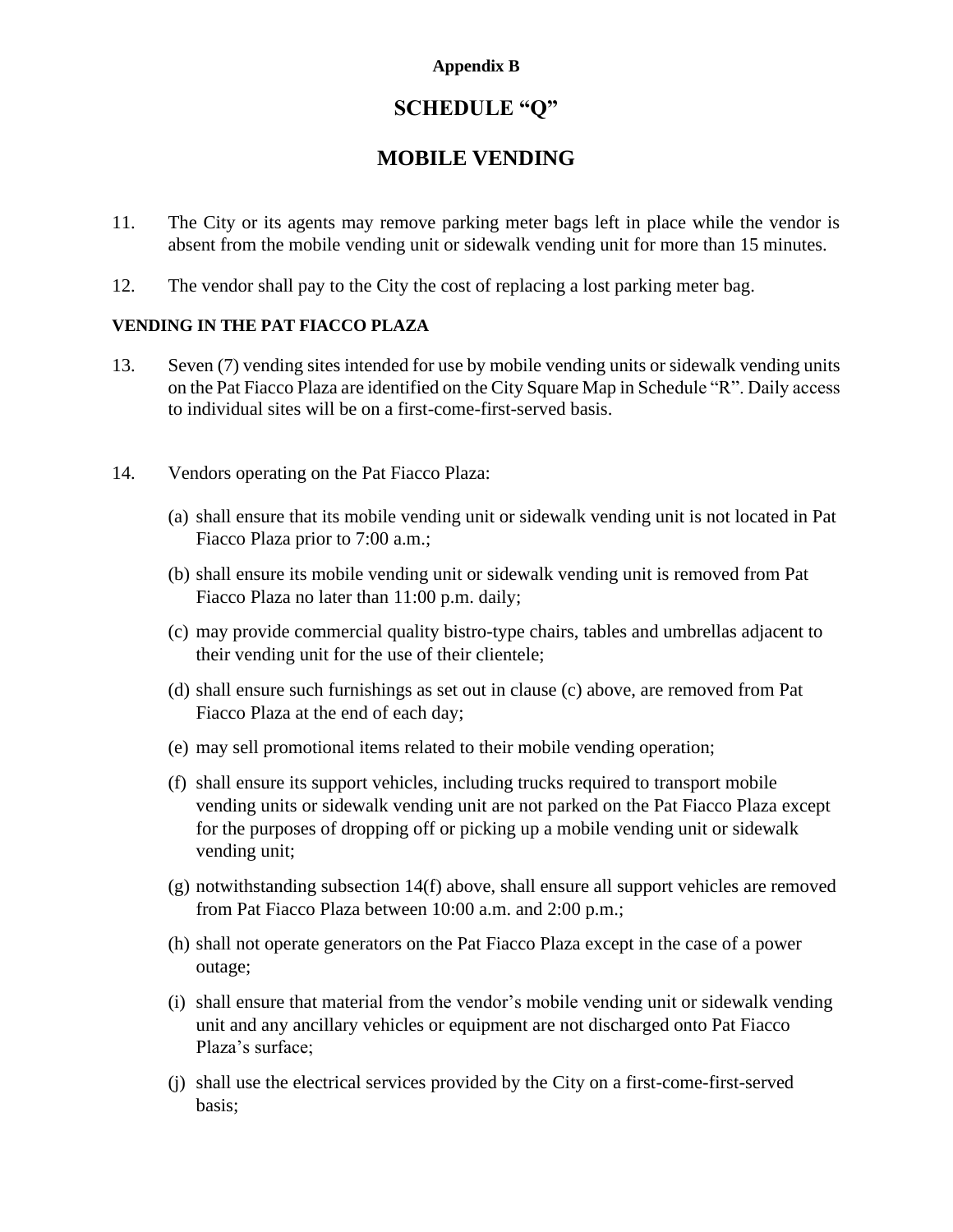**Appendix B**

# SCHEDULE "Q"

# MOBILE VENDING

11. The City or its agents may remove parking meter bags left in place while the vendor is absent from the mobile vending unit or sidewalk vending unit for more than 15 minutes.

12. The vendor shall pay to the City the cost of replacing a lost parking meter bag.

**VENDING IN THE PAT FIACCO PLAZA**

13. Seven (7) vending sites intended for use by mobile vending units or sidewalk vending units on the Pat Fiacco Plaza are identified on the City Square Map in Schedule "R". Daily access to individual sites will be on a first-come-first-served basis.

14. Vendors operating on the Pat Fiacco Plaza:

    (a) shall ensure that its mobile vending unit or sidewalk vending unit is not located in Pat Fiacco Plaza prior to 7:00 a.m.;

    (b) shall ensure its mobile vending unit or sidewalk vending unit is removed from Pat Fiacco Plaza no later than 11:00 p.m. daily;

    (c) may provide commercial quality bistro-type chairs, tables and umbrellas adjacent to their vending unit for the use of their clientele;

    (d) shall ensure such furnishings as set out in clause (c) above, are removed from Pat Fiacco Plaza at the end of each day;

    (e) may sell promotional items related to their mobile vending operation;

    (f) shall ensure its support vehicles, including trucks required to transport mobile vending units or sidewalk vending unit are not parked on the Pat Fiacco Plaza except for the purposes of dropping off or picking up a mobile vending unit or sidewalk vending unit;

    (g) notwithstanding subsection 14(f) above, shall ensure all support vehicles are removed from Pat Fiacco Plaza between 10:00 a.m. and 2:00 p.m.;

    (h) shall not operate generators on the Pat Fiacco Plaza except in the case of a power outage;

    (i) shall ensure that material from the vendor's mobile vending unit or sidewalk vending unit and any ancillary vehicles or equipment are not discharged onto Pat Fiacco Plaza's surface;

    (j) shall use the electrical services provided by the City on a first-come-first-served basis;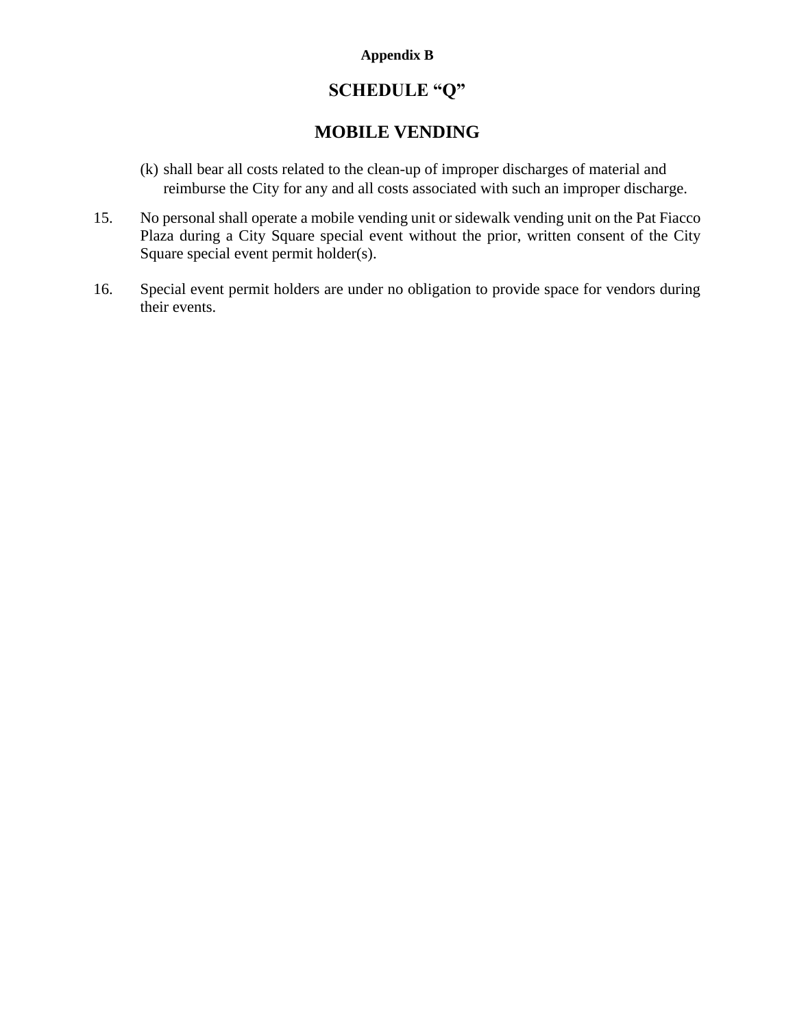**Appendix B**

# SCHEDULE "Q"

# MOBILE VENDING

(k) shall bear all costs related to the clean-up of improper discharges of material and reimburse the City for any and all costs associated with such an improper discharge.

15. No personal shall operate a mobile vending unit or sidewalk vending unit on the Pat Fiacco Plaza during a City Square special event without the prior, written consent of the City Square special event permit holder(s).

16. Special event permit holders are under no obligation to provide space for vendors during their events.